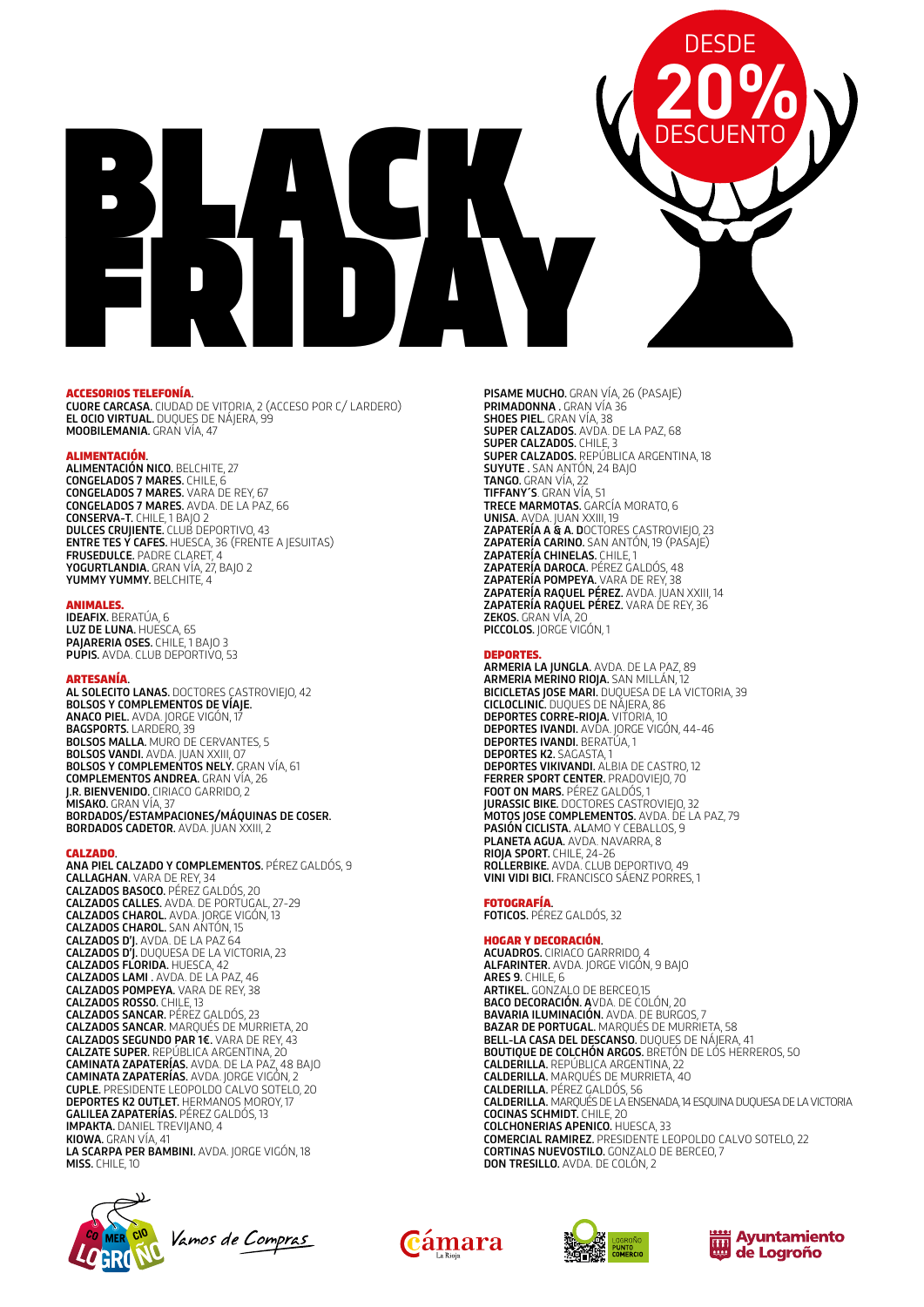# BLACK FRIDAY

DESDE **20%** DESCUENTO

**ACCESORIOS TELEFONÍA.**

**CUORE CARCASA.** CIUDAD DE VITORIA, 2 (ACCESO POR C/ LARDERO)
**EL OCIO VIRTUAL.** DUQUES DE NÁJERA, 99
**MOOBILEMANIA.** GRAN VÍA, 47

**ALIMENTACIÓN.**

**ALIMENTACIÓN NICO.** BELCHITE, 27
**CONGELADOS 7 MARES.** CHILE, 6
**CONGELADOS 7 MARES.** VARA DE REY, 67
**CONGELADOS 7 MARES.** AVDA. DE LA PAZ, 66
**CONSERVA-T.** CHILE, 1 BAJO 2
**DULCES CRUJIENTE.** CLUB DEPORTIVO, 43
**ENTRE TES Y CAFES.** HUESCA, 36 (FRENTE A JESUITAS)
**FRUSEDULCE.** PADRE CLARET, 4
**YOGURTLANDIA.** GRAN VÍA, 27, BAJO 2
**YUMMY YUMMY.** BELCHITE, 4

**ANIMALES.**

**IDEAFIX.** BERATÚA, 6
**LUZ DE LUNA.** HUESCA, 65
**PAJARERIA OSES.** CHILE, 1 BAJO 3
**PUPIS.** AVDA. CLUB DEPORTIVO, 53

**ARTESANÍA.**

**AL SOLECITO LANAS.** DOCTORES CASTROVIEJO, 42
**BOLSOS Y COMPLEMENTOS DE VÍAJE.**
**ANACO PIEL.** AVDA. JORGE VIGÓN, 17
**BAGSPORTS.** LARDERO, 39
**BOLSOS MALLA.** MURO DE CERVANTES, 5
**BOLSOS VANDI.** AVDA. JUAN XXIII, 07
**BOLSOS Y COMPLEMENTOS NELY.** GRAN VÍA, 61
**COMPLEMENTOS ANDREA.** GRAN VÍA, 26
**J.R. BIENVENIDO.** CIRIACO GARRIDO, 2
**MISAKO.** GRAN VÍA, 37
**BORDADOS/ESTAMPACIONES/MÁQUINAS DE COSER.**
**BORDADOS CADETOR.** AVDA. JUAN XXIII, 2

**CALZADO.**

**ANA PIEL CALZADO Y COMPLEMENTOS.** PÉREZ GALDÓS, 9
**CALLAGHAN.** VARA DE REY, 34
**CALZADOS BASOCO.** PÉREZ GALDÓS, 20
**CALZADOS CALLES.** AVDA. DE PORTUGAL, 27-29
**CALZADOS CHAROL.** AVDA. JORGE VIGÓN, 13
**CALZADOS CHAROL.** SAN ANTÓN, 15
**CALZADOS D'J.** AVDA. DE LA PAZ 64
**CALZADOS D'J.** DUQUESA DE LA VICTORIA, 23
**CALZADOS FLORIDA.** HUESCA, 42
**CALZADOS LAMI .** AVDA. DE LA PAZ, 46
**CALZADOS POMPEYA.** VARA DE REY, 38
**CALZADOS ROSSO.** CHILE, 13
**CALZADOS SANCAR.** PÉREZ GALDÓS, 23
**CALZADOS SANCAR.** MARQUÉS DE MURRIETA, 20
**CALZADOS SEGUNDO PAR 1€.** VARA DE REY, 43
**CALZATE SUPER.** REPÚBLICA ARGENTINA, 20
**CAMINATA ZAPATERÍAS.** AVDA. DE LA PAZ, 48 BAJO
**CAMINATA ZAPATERÍAS.** AVDA. JORGE VIGÓN, 2
**CUPLE.** PRESIDENTE LEOPOLDO CALVO SOTELO, 20
**DEPORTES K2 OUTLET.** HERMANOS MOROY, 17
**GALILEA ZAPATERÍAS.** PÉREZ GALDÓS, 13
**IMPAKTA.** DANIEL TREVIJANO, 4
**KIOWA.** GRAN VÍA, 41
**LA SCARPA PER BAMBINI.** AVDA. JORGE VIGÓN, 18
**MISS.** CHILE, 10
**PISAME MUCHO.** GRAN VÍA, 26 (PASAJE)
**PRIMADONNA .** GRAN VÍA 36
**SHOES PIEL.** GRAN VÍA, 38
**SUPER CALZADOS.** AVDA. DE LA PAZ, 68
**SUPER CALZADOS.** CHILE, 3
**SUPER CALZADOS.** REPÚBLICA ARGENTINA, 18
**SUYUTE .** SAN ANTÓN, 24 BAJO
**TANGO.** GRAN VÍA, 22
**TIFFANY´S.** GRAN VÍA, 51
**TRECE MARMOTAS.** GARCÍA MORATO, 6
**UNISA.** AVDA. JUAN XXIII, 19
**ZAPATERÍA A & A.** DOCTORES CASTROVIEJO, 23
**ZAPATERÍA CARINO.** SAN ANTÓN, 19 (PASAJE)
**ZAPATERÍA CHINELAS.** CHILE, 1
**ZAPATERÍA DAROCA.** PÉREZ GALDÓS, 48
**ZAPATERÍA POMPEYA.** VARA DE REY, 38
**ZAPATERÍA RAQUEL PÉREZ.** AVDA. JUAN XXIII, 14
**ZAPATERÍA RAQUEL PÉREZ.** VARA DE REY, 36
**ZEKOS.** GRAN VÍA, 20
**PICCOLOS.** JORGE VIGÓN, 1

**DEPORTES.**

**ARMERIA LA JUNGLA.** AVDA. DE LA PAZ, 89
**ARMERIA MERINO RIOJA.** SAN MILLÁN, 12
**BICICLETAS JOSE MARI.** DUQUESA DE LA VICTORIA, 39
**CICLOCLINIC.** DUQUES DE NÁJERA, 86
**DEPORTES CORRE-RIOJA.** VITORIA, 10
**DEPORTES IVANDI.** AVDA. JORGE VIGÓN, 44-46
**DEPORTES IVANDI.** BERATÚA, 1
**DEPORTES K2.** SAGASTA, 1
**DEPORTES VIKIVANDI.** ALBIA DE CASTRO, 12
**FERRER SPORT CENTER.** PRADOVIEJO, 70
**FOOT ON MARS.** PÉREZ GALDÓS, 1
**JURASSIC BIKE.** DOCTORES CASTROVIEJO, 32
**MOTOS JOSE COMPLEMENTOS.** AVDA. DE LA PAZ, 79
**PASIÓN CICLISTA.** ALAMO Y CEBALLOS, 9
**PLANETA AGUA.** AVDA. NAVARRA, 8
**RIOJA SPORT.** CHILE, 24-26
**ROLLERBIKE.** AVDA. CLUB DEPORTIVO, 49
**VINI VIDI BICI.** FRANCISCO SÁENZ PORRES, 1

**FOTOGRAFÍA.**

**FOTICOS.** PÉREZ GALDÓS, 32

**HOGAR Y DECORACIÓN.**

**ACUADROS.** CIRIACO GARRRIDO, 4
**ALFARINTER.** AVDA. JORGE VIGÓN, 9 BAJO
**ARES 9.** CHILE, 6
**ARTIKEL.** GONZALO DE BERCEO,15
**BACO DECORACIÓN.** AVDA. DE COLÓN, 20
**BAVARIA ILUMINACIÓN.** AVDA. DE BURGOS, 7
**BAZAR DE PORTUGAL.** MARQUÉS DE MURRIETA, 58
**BELL-LA CASA DEL DESCANSO.** DUQUES DE NÁJERA, 41
**BOUTIQUE DE COLCHÓN ARGOS.** BRETÓN DE LOS HERREROS, 50
**CALDERILLA.** REPÚBLICA ARGENTINA, 22
**CALDERILLA.** MARQUÉS DE MURRIETA, 40
**CALDERILLA.** PÉREZ GALDÓS, 56
**CALDERILLA.** MARQUÉS DE LA ENSENADA, 14 ESQUINA DUQUESA DE LA VICTORIA
**COCINAS SCHMIDT.** CHILE, 20
**COLCHONERIAS APENICO.** HUESCA, 33
**COMERCIAL RAMIREZ.** PRESIDENTE LEOPOLDO CALVO SOTELO, 22
**CORTINAS NUEVOSTILO.** GONZALO DE BERCEO, 7
**DON TRESILLO.** AVDA. DE COLÓN, 2

COMERCIO LOGROÑO — Vamos de Compras

Cámara La Rioja

LOGROÑO PUNTO COMERCIO

Ayuntamiento de Logroño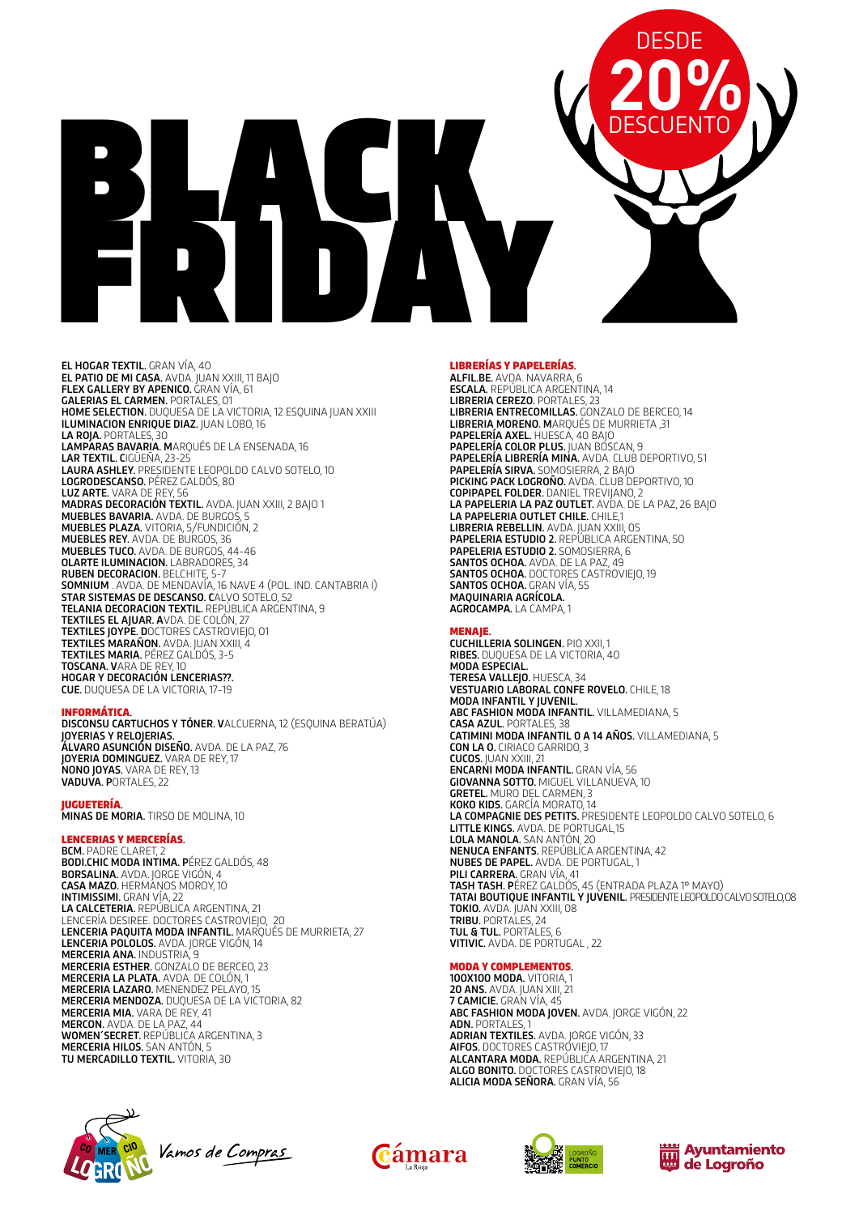# BLACK FRIDAY

DESDE **20%** DESCUENTO

**EL HOGAR TEXTIL.** GRAN VÍA, 40
**EL PATIO DE MI CASA.** AVDA. JUAN XXIII, 11 BAJO
**FLEX GALLERY BY APENICO.** GRAN VÍA, 61
**GALERIAS EL CARMEN.** PORTALES, 01
**HOME SELECTION.** DUQUESA DE LA VICTORIA, 12 ESQUINA JUAN XXIII
**ILUMINACION ENRIQUE DIAZ.** JUAN LOBO, 16
**LA ROJA.** PORTALES, 30
**LAMPARAS BAVARIA. M**ARQUÉS DE LA ENSENADA, 16
**LAR TEXTIL. C**IGUEÑA, 23-25
**LAURA ASHLEY.** PRESIDENTE LEOPOLDO CALVO SOTELO, 10
**LOGRODESCANSO.** PÉREZ GALDÓS, 80
**LUZ ARTE.** VARA DE REY, 56
**MADRAS DECORACIÓN TEXTIL.** AVDA. JUAN XXIII, 2 BAJO 1
**MUEBLES BAVARIA.** AVDA. DE BURGOS, 5
**MUEBLES PLAZA.** VITORIA, 5/FUNDICIÓN, 2
**MUEBLES REY.** AVDA. DE BURGOS, 36
**MUEBLES TUCO.** AVDA. DE BURGOS, 44-46
**OLARTE ILUMINACION.** LABRADORES, 34
**RUBEN DECORACION.** BELCHITE, 5-7
**SOMNIUM** . AVDA. DE MENDAVÍA, 16 NAVE 4 (POL. IND. CANTABRIA I)
**STAR SISTEMAS DE DESCANSO. C**ALVO SOTELO, 52
**TELANIA DECORACION TEXTIL.** REPÚBLICA ARGENTINA, 9
**TEXTILES EL AJUAR. A**VDA. DE COLÓN, 27
**TEXTILES JOYPE. D**OCTORES CASTROVIEJO, 01
**TEXTILES MARAÑON.** AVDA. JUAN XXIII, 4
**TEXTILES MARIA.** PÉREZ GALDÓS, 3-5
**TOSCANA. V**ARA DE REY, 10
**HOGAR Y DECORACIÓN LENCERIAS??.**
**CUE.** DUQUESA DE LA VICTORIA, 17-19

## INFORMÁTICA.

**DISCONSU CARTUCHOS Y TÓNER. V**ALCUERNA, 12 (ESQUINA BERATÚA)
**JOYERIAS Y RELOJERIAS.**
**ÁLVARO ASUNCIÓN DISEÑO.** AVDA. DE LA PAZ, 76
**JOYERIA DOMINGUEZ.** VARA DE REY, 17
**NONO JOYAS.** VARA DE REY, 13
**VADUVA. P**ORTALES, 22

## JUGUETERÍA.

**MINAS DE MORIA.** TIRSO DE MOLINA, 10

## LENCERIAS Y MERCERÍAS.

**BCM.** PADRE CLARET, 2
**BODI.CHIC MODA INTIMA. P**ÉREZ GALDÓS, 48
**BORSALINA.** AVDA. JORGE VIGÓN, 4
**CASA MAZO.** HERMANOS MOROY, 10
**INTIMISSIMI.** GRAN VÍA, 22
**LA CALCETERIA.** REPÚBLICA ARGENTINA, 21
LENCERÍA DESIREE. DOCTORES CASTROVIEJO, 20
**LENCERIA PAQUITA MODA INFANTIL.** MARQUÉS DE MURRIETA, 27
**LENCERIA POLOLOS.** AVDA. JORGE VIGÓN, 14
**MERCERIA ANA.** INDUSTRIA, 9
**MERCERIA ESTHER.** GONZALO DE BERCEO, 23
**MERCERIA LA PLATA.** AVDA. DE COLÓN, 1
**MERCERIA LAZARO.** MENENDEZ PELAYO, 15
**MERCERIA MENDOZA.** DUQUESA DE LA VICTORIA, 82
**MERCERIA MIA.** VARA DE REY, 41
**MERCON.** AVDA. DE LA PAZ, 44
**WOMEN´SECRET.** REPÚBLICA ARGENTINA, 3
**MERCERIA HILOS.** SAN ANTÓN, 5
**TU MERCADILLO TEXTIL.** VITORIA, 30

## LIBRERÍAS Y PAPELERÍAS.

**ALFIL.BE.** AVDA. NAVARRA, 6
**ESCALA.** REPÚBLICA ARGENTINA, 14
**LIBRERIA CEREZO.** PORTALES, 23
**LIBRERIA ENTRECOMILLAS.** GONZALO DE BERCEO, 14
**LIBRERIA MORENO. M**ARQUÉS DE MURRIETA ,31
**PAPELERÍA AXEL.** HUESCA, 40 BAJO
**PAPELERÍA COLOR PLUS.** JUAN BOSCAN, 9
**PAPELERÍA LIBRERÍA MINA.** AVDA. CLUB DEPORTIVO, 51
**PAPELERÍA SIRVA.** SOMOSIERRA, 2 BAJO
**PICKING PACK LOGROÑO.** AVDA. CLUB DEPORTIVO, 10
**COPIPAPEL FOLDER.** DANIEL TREVIJANO, 2
**LA PAPELERIA LA PAZ OUTLET.** AVDA. DE LA PAZ, 26 BAJO
**LA PAPELERIA OUTLET CHILE.** CHILE,1
**LIBRERIA REBELLIN.** AVDA. JUAN XXIII, 05
**PAPELERIA ESTUDIO 2.** REPÚBLICA ARGENTINA, 50
**PAPELERIA ESTUDIO 2.** SOMOSIERRA, 6
**SANTOS OCHOA.** AVDA. DE LA PAZ, 49
**SANTOS OCHOA.** DOCTORES CASTROVIEJO, 19
**SANTOS OCHOA.** GRAN VÍA, 55
**MAQUINARIA AGRÍCOLA.**
**AGROCAMPA.** LA CAMPA, 1

## MENAJE.

**CUCHILLERIA SOLINGEN.** PIO XXII, 1
**RIBES.** DUQUESA DE LA VICTORIA, 40
**MODA ESPECIAL.**
**TERESA VALLEJO.** HUESCA, 34
**VESTUARIO LABORAL CONFE ROVELO.** CHILE, 18
**MODA INFANTIL Y JUVENIL.**
**ABC FASHION MODA INFANTIL.** VILLAMEDIANA, 5
**CASA AZUL.** PORTALES, 38
**CATIMINI MODA INFANTIL 0 A 14 AÑOS.** VILLAMEDIANA, 5
**CON LA O.** CIRIACO GARRIDO, 3
**CUCOS.** JUAN XXIII, 21
**ENCARNI MODA INFANTIL.** GRAN VÍA, 56
**GIOVANNA SOTTO.** MIGUEL VILLANUEVA, 10
**GRETEL.** MURO DEL CARMEN, 3
**KOKO KIDS.** GARCÍA MORATO, 14
**LA COMPAGNIE DES PETITS.** PRESIDENTE LEOPOLDO CALVO SOTELO, 6
**LITTLE KINGS.** AVDA. DE PORTUGAL,15
**LOLA MANOLA.** SAN ANTÓN, 20
**NENUCA ENFANTS.** REPÚBLICA ARGENTINA, 42
**NUBES DE PAPEL.** AVDA. DE PORTUGAL, 1
**PILI CARRERA.** GRAN VÍA, 41
**TASH TASH. P**ÉREZ GALDÓS, 45 (ENTRADA PLAZA 1º MAYO)
**TATAI BOUTIQUE INFANTIL Y JUVENIL.** PRESIDENTE LEOPOLDO CALVO SOTELO, 08
**TOKIO.** AVDA. JUAN XXIII, 08
**TRIBU.** PORTALES, 24
**TUL & TUL.** PORTALES, 6
**VITIVIC.** AVDA. DE PORTUGAL , 22

## MODA Y COMPLEMENTOS.

**100X100 MODA.** VITORIA, 1
**20 ANS.** AVDA. JUAN XIII, 21
**7 CAMICIE.** GRAN VÍA, 45
**ABC FASHION MODA JOVEN.** AVDA. JORGE VIGÓN, 22
**ADN.** PORTALES, 1
**ADRIAN TEXTILES.** AVDA. JORGE VIGÓN, 33
**AIFOS.** DOCTORES CASTROVIEJO, 17
**ALCANTARA MODA.** REPÚBLICA ARGENTINA, 21
**ALGO BONITO.** DOCTORES CASTROVIEJO, 18
**ALICIA MODA SEÑORA.** GRAN VÍA, 56

Comercio Logroño — Vamos de Compras | Cámara La Rioja | Logroño Punto Comercio | Ayuntamiento de Logroño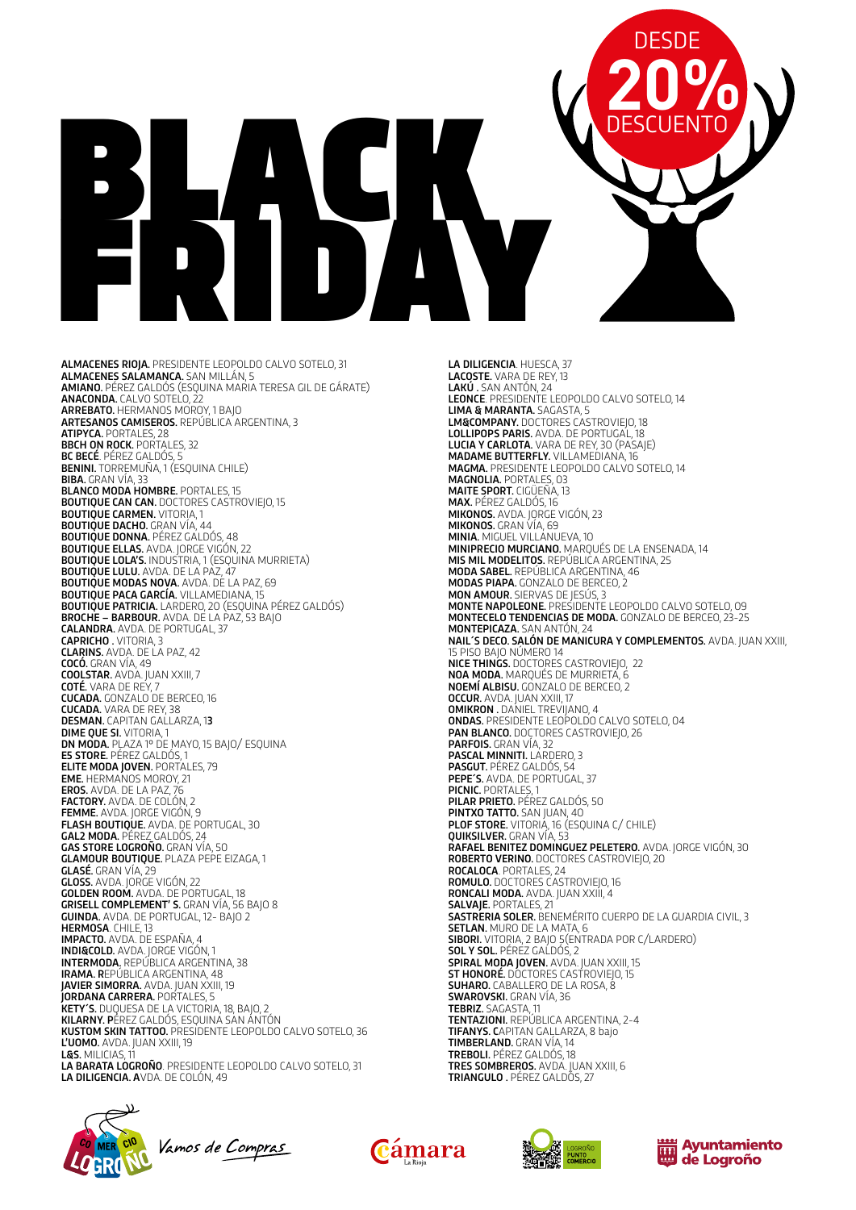# BLACK FRIDAY

DESDE **20%** DESCUENTO

**ALMACENES RIOJA.** PRESIDENTE LEOPOLDO CALVO SOTELO, 31
**ALMACENES SALAMANCA.** SAN MILLÁN, 5
**AMIANO.** PÉREZ GALDÓS (ESQUINA MARIA TERESA GIL DE GÁRATE)
**ANACONDA.** CALVO SOTELO, 22
**ARREBATO.** HERMANOS MOROY, 1 BAJO
**ARTESANOS CAMISEROS.** REPÚBLICA ARGENTINA, 3
**ATIPYCA.** PORTALES, 28
**BBCH ON ROCK.** PORTALES, 32
**BC BECÉ**. PÉREZ GALDÓS, 5
**BENINI.** TORREMUÑA, 1 (ESQUINA CHILE)
**BIBA.** GRAN VÍA, 33
**BLANCO MODA HOMBRE.** PORTALES, 15
**BOUTIQUE CAN CAN.** DOCTORES CASTROVIEJO, 15
**BOUTIQUE CARMEN.** VITORIA, 1
**BOUTIQUE DACHO.** GRAN VÍA, 44
**BOUTIQUE DONNA.** PÉREZ GALDÓS, 48
**BOUTIQUE ELLAS.** AVDA. JORGE VIGÓN, 22
**BOUTIQUE LOLA'S.** INDUSTRIA, 1 (ESQUINA MURRIETA)
**BOUTIQUE LULU.** AVDA. DE LA PAZ, 47
**BOUTIQUE MODAS NOVA.** AVDA. DE LA PAZ, 69
**BOUTIQUE PACA GARCÍA.** VILLAMEDIANA, 15
**BOUTIQUE PATRICIA.** LARDERO, 20 (ESQUINA PÉREZ GALDÓS)
**BROCHE – BARBOUR.** AVDA. DE LA PAZ, 53 BAJO
**CALANDRA.** AVDA. DE PORTUGAL, 37
**CAPRICHO .** VITORIA, 3
**CLARINS.** AVDA. DE LA PAZ, 42
**COCÓ.** GRAN VÍA, 49
**COOLSTAR.** AVDA. JUAN XXIII, 7
**COTÉ.** VARA DE REY, 7
**CUCADA.** GONZALO DE BERCEO, 16
**CUCADA.** VARA DE REY, 38
**DESMAN.** CAPITAN GALLARZA, 1**3**
**DIME QUE SI.** VITORIA, 1
**DN MODA.** PLAZA 1º DE MAYO, 15 BAJO/ ESQUINA
**E5 STORE.** PÉREZ GALDÓS, 1
**ELITE MODA JOVEN.** PORTALES, 79
**EME.** HERMANOS MOROY, 21
**EROS.** AVDA. DE LA PAZ, 76
**FACTORY.** AVDA. DE COLÓN, 2
**FEMME.** AVDA. JORGE VIGÓN, 9
**FLASH BOUTIQUE.** AVDA. DE PORTUGAL, 30
**GAL2 MODA.** PÉREZ GALDÓS, 24
**GAS STORE LOGROÑO.** GRAN VÍA, 50
**GLAMOUR BOUTIQUE.** PLAZA PEPE EIZAGA, 1
**GLASÉ.** GRAN VÍA, 29
**GLOSS.** AVDA. JORGE VIGÓN, 22
**GOLDEN ROOM.** AVDA. DE PORTUGAL, 18
**GRISELL COMPLEMENT' S.** GRAN VÍA, 56 BAJO 8
**GUINDA.** AVDA. DE PORTUGAL, 12- BAJO 2
**HERMOSA**. CHILE, 13
**IMPACTO.** AVDA. DE ESPAÑA, 4
**INDI&COLD.** AVDA. JORGE VIGÓN, 1
**INTERMODA.** REPÚBLICA ARGENTINA, 38
**IRAMA. R**EPÚBLICA ARGENTINA, 48
**JAVIER SIMORRA.** AVDA. JUAN XXIII, 19
**JORDANA CARRERA.** PORTALES, 5
**KETY´S.** DUQUESA DE LA VICTORIA, 18, BAJO, 2
**KILARNY.** PÉREZ GALDÓS, ESQUINA SAN ANTÓN
**KUSTOM SKIN TATTOO.** PRESIDENTE LEOPOLDO CALVO SOTELO, 36
**L'UOMO.** AVDA. JUAN XXIII, 19
**L&S.** MILICIAS, 11
**LA BARATA LOGROÑO**. PRESIDENTE LEOPOLDO CALVO SOTELO, 31
**LA DILIGENCIA. A**VDA. DE COLÓN, 49
**LA DILIGENCIA**. HUESCA, 37
**LACOSTE.** VARA DE REY, 13
**LAKÚ .** SAN ANTÓN, 24
**LEONCE**. PRESIDENTE LEOPOLDO CALVO SOTELO, 14
**LIMA & MARANTA.** SAGASTA, 5
**LM&COMPANY.** DOCTORES CASTROVIEJO, 18
**LOLLIPOPS PARIS.** AVDA. DE PORTUGAL, 18
**LUCIA Y CARLOTA.** VARA DE REY, 30 (PASAJE)
**MADAME BUTTERFLY.** VILLAMEDIANA, 16
**MAGMA.** PRESIDENTE LEOPOLDO CALVO SOTELO, 14
**MAGNOLIA.** PORTALES, 03
**MAITE SPORT.** CIGÜEÑA, 13
**MAX.** PÉREZ GALDÓS, 16
**MIKONOS.** AVDA. JORGE VIGÓN, 23
**MIKONOS.** GRAN VÍA, 69
**MINIA.** MIGUEL VILLANUEVA, 10
**MINIPRECIO MURCIANO.** MARQUÉS DE LA ENSENADA, 14
**MIS MIL MODELITOS.** REPÚBLICA ARGENTINA, 25
**MODA SABEL.** REPÚBLICA ARGENTINA, 46
**MODAS PIAPA.** GONZALO DE BERCEO, 2
**MON AMOUR.** SIERVAS DE JESÚS, 3
**MONTE NAPOLEONE.** PRESIDENTE LEOPOLDO CALVO SOTELO, 09
**MONTECELO TENDENCIAS DE MODA.** GONZALO DE BERCEO, 23-25
**MONTEPICAZA.** SAN ANTÓN, 24
**NAIL´S DECO. SALÓN DE MANICURA Y COMPLEMENTOS.** AVDA. JUAN XXIII, 15 PISO BAJO NÚMERO 14
**NICE THINGS.** DOCTORES CASTROVIEJO, 22
**NOA MODA.** MARQUÉS DE MURRIETA, 6
**NOEMÍ ALBISU.** GONZALO DE BERCEO, 2
**OCCUR.** AVDA. JUAN XXIII, 17
**OMIKRON .** DANIEL TREVIJANO, 4
**ONDAS.** PRESIDENTE LEOPOLDO CALVO SOTELO, 04
**PAN BLANCO.** DOCTORES CASTROVIEJO, 26
**PARFOIS.** GRAN VÍA, 32
**PASCAL MINNITI.** LARDERO, 3
**PASGUT.** PÉREZ GALDÓS, 54
**PEPE´S.** AVDA. DE PORTUGAL, 37
**PICNIC.** PORTALES, 1
**PILAR PRIETO.** PÉREZ GALDÓS, 50
**PINTXO TATTO.** SAN JUAN, 40
**PLOF STORE.** VITORIA, 16 (ESQUINA C/ CHILE)
**QUIKSILVER.** GRAN VÍA, 53
**RAFAEL BENITEZ DOMINGUEZ PELETERO.** AVDA. JORGE VIGÓN, 30
**ROBERTO VERINO.** DOCTORES CASTROVIEJO, 20
**ROCALOCA**. PORTALES, 24
**ROMULO.** DOCTORES CASTROVIEJO, 16
**RONCALI MODA.** AVDA. JUAN XXIII, 4
**SALVAJE.** PORTALES, 21
**SASTRERIA SOLER.** BENEMÉRITO CUERPO DE LA GUARDIA CIVIL, 3
**SETLAN.** MURO DE LA MATA, 6
**SIBORI.** VITORIA, 2 BAJO 5(ENTRADA POR C/LARDERO)
**SOL Y SOL.** PÉREZ GALDÓS, 2
**SPIRAL MODA JOVEN.** AVDA. JUAN XXIII, 15
**ST HONORÉ.** DOCTORES CASTROVIEJO, 15
**SUHARO.** CABALLERO DE LA ROSA, 8
**SWAROVSKI.** GRAN VÍA, 36
**TEBRIZ.** SAGASTA, 11
**TENTAZIONI.** REPÚBLICA ARGENTINA, 2-4
**TIFANYS. C**APITAN GALLARZA, 8 bajo
**TIMBERLAND.** GRAN VÍA, 14
**TREBOLI.** PÉREZ GALDÓS, 18
**TRES SOMBREROS.** AVDA. JUAN XXIII, 6
**TRIANGULO .** PÉREZ GALDÓS, 27

COMERCIO LOGROÑO – Vamos de Compras | Cámara La Rioja | Logroño Punto Comercio | Ayuntamiento de Logroño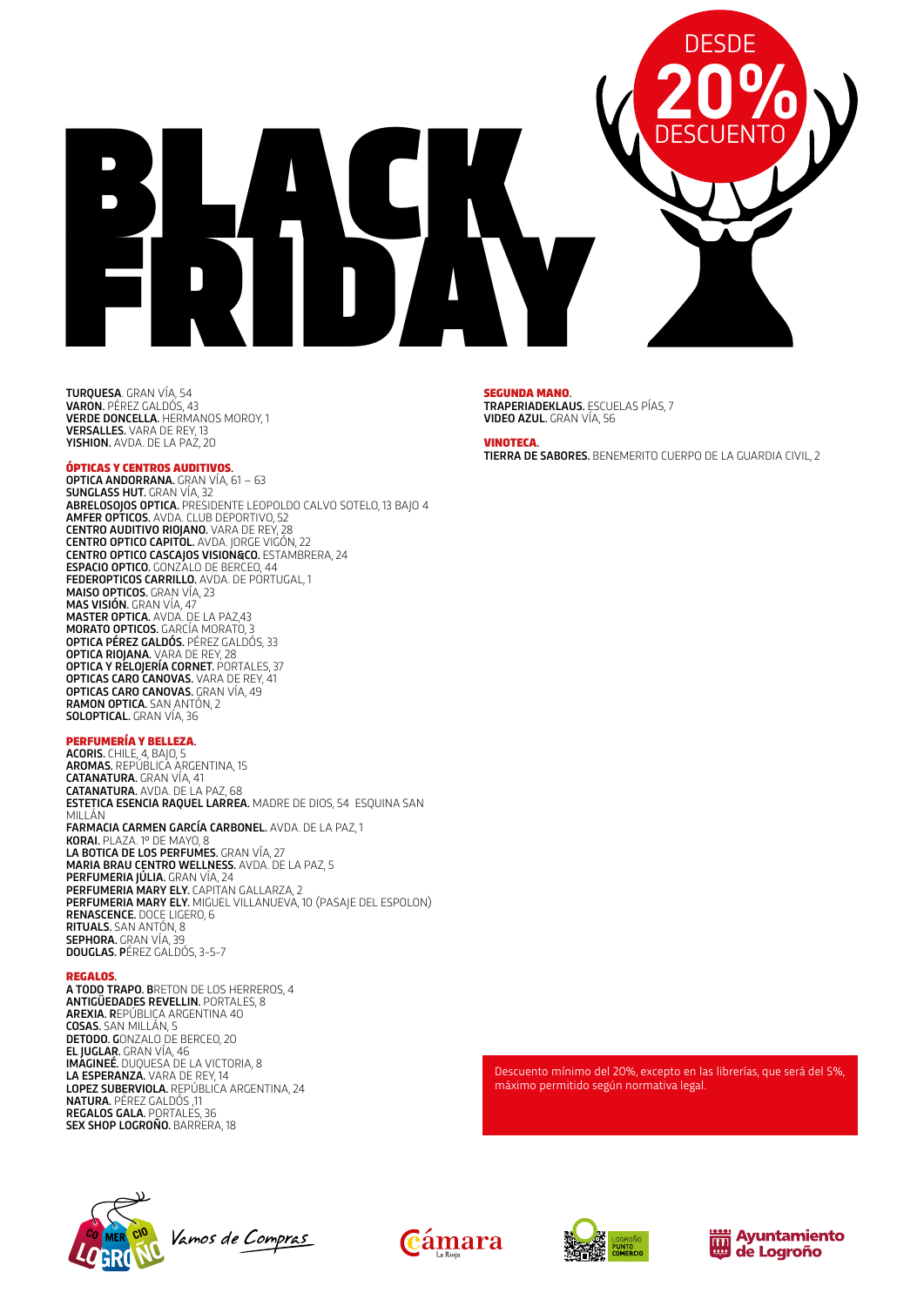# BLACK FRIDAY

DESDE **20%** DESCUENTO

**TURQUESA**. GRAN VÍA, 54
**VARON.** PÉREZ GALDÓS, 43
**VERDE DONCELLA.** HERMANOS MOROY, 1
**VERSALLES.** VARA DE REY, 13
**YISHION.** AVDA. DE LA PAZ, 20

## ÓPTICAS Y CENTROS AUDITIVOS.

**OPTICA ANDORRANA.** GRAN VÍA, 61 – 63
**SUNGLASS HUT.** GRAN VÍA, 32
**ABRELOSOJOS OPTICA.** PRESIDENTE LEOPOLDO CALVO SOTELO, 13 BAJO 4
**AMFER OPTICOS.** AVDA. CLUB DEPORTIVO, 52
**CENTRO AUDITIVO RIOJANO.** VARA DE REY, 28
**CENTRO OPTICO CAPITOL.** AVDA. JORGE VIGÓN, 22
**CENTRO OPTICO CASCAJOS VISION&CO.** ESTAMBRERA, 24
**ESPACIO OPTICO.** GONZALO DE BERCEO, 44
**FEDEROPTICOS CARRILLO.** AVDA. DE PORTUGAL, 1
**MAISO OPTICOS.** GRAN VÍA, 23
**MAS VISIÓN.** GRAN VÍA, 47
**MASTER OPTICA.** AVDA. DE LA PAZ,43
**MORATO OPTICOS.** GARCÍA MORATO, 3
**OPTICA PÉREZ GALDÓS.** PÉREZ GALDÓS, 33
**OPTICA RIOJANA.** VARA DE REY, 28
**OPTICA Y RELOJERÍA CORNET.** PORTALES, 37
**OPTICAS CARO CANOVAS.** VARA DE REY, 41
**OPTICAS CARO CANOVAS.** GRAN VÍA, 49
**RAMON OPTICA.** SAN ANTÓN, 2
**SOLOPTICAL.** GRAN VÍA, 36

## PERFUMERÍA Y BELLEZA.

**ACORIS.** CHILE, 4, BAJO, 5
**AROMAS.** REPÚBLICA ARGENTINA, 15
**CATANATURA.** GRAN VÍA, 41
**CATANATURA.** AVDA. DE LA PAZ, 68
**ESTETICA ESENCIA RAQUEL LARREA.** MADRE DE DIOS, 54 ESQUINA SAN MILLÁN
**FARMACIA CARMEN GARCÍA CARBONEL.** AVDA. DE LA PAZ, 1
**KORAI.** PLAZA. 1º DE MAYO, 8
**LA BOTICA DE LOS PERFUMES.** GRAN VÍA, 27
**MARIA BRAU CENTRO WELLNESS.** AVDA. DE LA PAZ, 5
**PERFUMERIA JÚLIA.** GRAN VÍA, 24
**PERFUMERIA MARY ELY.** CAPITAN GALLARZA, 2
**PERFUMERIA MARY ELY.** MIGUEL VILLANUEVA, 10 (PASAJE DEL ESPOLON)
**RENASCENCE.** DOCE LIGERO, 6
**RITUALS.** SAN ANTÓN, 8
**SEPHORA.** GRAN VÍA, 39
**DOUGLAS. P**ÉREZ GALDÓS, 3-5-7

## REGALOS.

**A TODO TRAPO. B**RETON DE LOS HERREROS, 4
**ANTIGÜEDADES REVELLIN.** PORTALES, 8
**AREXIA. R**EPÚBLICA ARGENTINA 40
**COSAS.** SAN MILLÁN, 5
**DETODO. G**ONZALO DE BERCEO, 20
**EL JUGLAR.** GRAN VÍA, 46
**IMAGINEÉ.** DUQUESA DE LA VICTORIA, 8
**LA ESPERANZA.** VARA DE REY, 14
**LOPEZ SUBERVIOLA.** REPÚBLICA ARGENTINA, 24
**NATURA.** PÉREZ GALDÓS ,11
**REGALOS GALA.** PORTALES, 36
**SEX SHOP LOGROÑO.** BARRERA, 18

## SEGUNDA MANO.

**TRAPERIADEKLAUS.** ESCUELAS PÍAS, 7
**VIDEO AZUL.** GRAN VÍA, 56

## VINOTECA.

**TIERRA DE SABORES.** BENEMERITO CUERPO DE LA GUARDIA CIVIL, 2

Descuento mínimo del 20%, excepto en las librerías, que será del 5%, máximo permitido según normativa legal.

COMERCIO LOGROÑO Vamos de Compras

Cámara La Rioja

LOGROÑO PUNTO COMERCIO

Ayuntamiento de Logroño